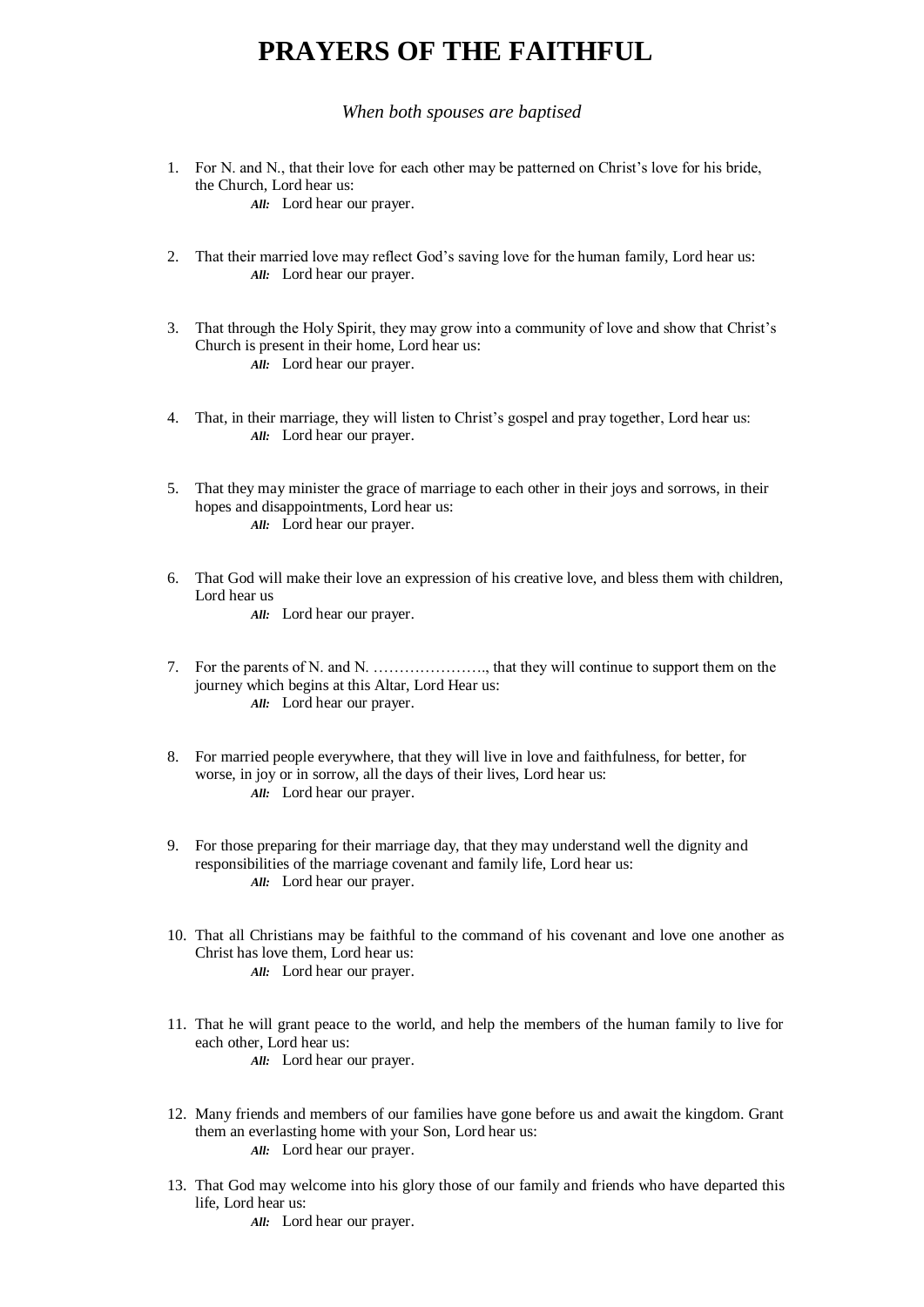# PRAYERS OF THE FAITHFUL

*When both spouses are baptised*

1. For N. and N., that their love for each other may be patterned on Christ's love for his bride, the Church, Lord hear us:
   ***All:*** Lord hear our prayer.

2. That their married love may reflect God's saving love for the human family, Lord hear us:
   ***All:*** Lord hear our prayer.

3. That through the Holy Spirit, they may grow into a community of love and show that Christ's Church is present in their home, Lord hear us:
   ***All:*** Lord hear our prayer.

4. That, in their marriage, they will listen to Christ's gospel and pray together, Lord hear us:
   ***All:*** Lord hear our prayer.

5. That they may minister the grace of marriage to each other in their joys and sorrows, in their hopes and disappointments, Lord hear us:
   ***All:*** Lord hear our prayer.

6. That God will make their love an expression of his creative love, and bless them with children, Lord hear us
   ***All:*** Lord hear our prayer.

7. For the parents of N. and N. …………………., that they will continue to support them on the journey which begins at this Altar, Lord Hear us:
   ***All:*** Lord hear our prayer.

8. For married people everywhere, that they will live in love and faithfulness, for better, for worse, in joy or in sorrow, all the days of their lives, Lord hear us:
   ***All:*** Lord hear our prayer.

9. For those preparing for their marriage day, that they may understand well the dignity and responsibilities of the marriage covenant and family life, Lord hear us:
   ***All:*** Lord hear our prayer.

10. That all Christians may be faithful to the command of his covenant and love one another as Christ has love them, Lord hear us:
    ***All:*** Lord hear our prayer.

11. That he will grant peace to the world, and help the members of the human family to live for each other, Lord hear us:
    ***All:*** Lord hear our prayer.

12. Many friends and members of our families have gone before us and await the kingdom. Grant them an everlasting home with your Son, Lord hear us:
    ***All:*** Lord hear our prayer.

13. That God may welcome into his glory those of our family and friends who have departed this life, Lord hear us:
    ***All:*** Lord hear our prayer.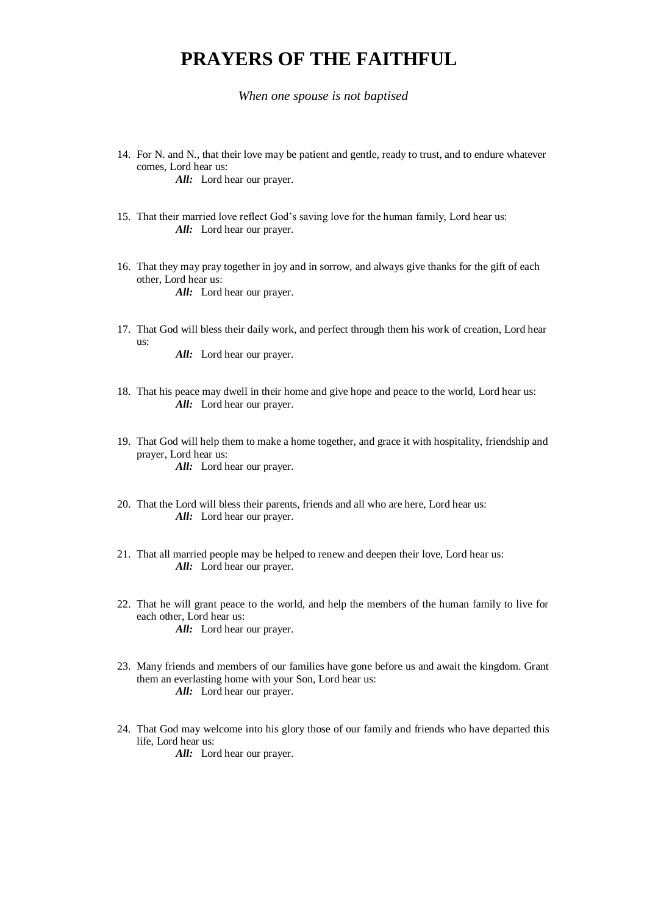# PRAYERS OF THE FAITHFUL

*When one spouse is not baptised*

14. For N. and N., that their love may be patient and gentle, ready to trust, and to endure whatever comes, Lord hear us:
    ***All:*** Lord hear our prayer.

15. That their married love reflect God's saving love for the human family, Lord hear us:
    ***All:*** Lord hear our prayer.

16. That they may pray together in joy and in sorrow, and always give thanks for the gift of each other, Lord hear us:
    ***All:*** Lord hear our prayer.

17. That God will bless their daily work, and perfect through them his work of creation, Lord hear us:
    ***All:*** Lord hear our prayer.

18. That his peace may dwell in their home and give hope and peace to the world, Lord hear us:
    ***All:*** Lord hear our prayer.

19. That God will help them to make a home together, and grace it with hospitality, friendship and prayer, Lord hear us:
    ***All:*** Lord hear our prayer.

20. That the Lord will bless their parents, friends and all who are here, Lord hear us:
    ***All:*** Lord hear our prayer.

21. That all married people may be helped to renew and deepen their love, Lord hear us:
    ***All:*** Lord hear our prayer.

22. That he will grant peace to the world, and help the members of the human family to live for each other, Lord hear us:
    ***All:*** Lord hear our prayer.

23. Many friends and members of our families have gone before us and await the kingdom. Grant them an everlasting home with your Son, Lord hear us:
    ***All:*** Lord hear our prayer.

24. That God may welcome into his glory those of our family and friends who have departed this life, Lord hear us:
    ***All:*** Lord hear our prayer.